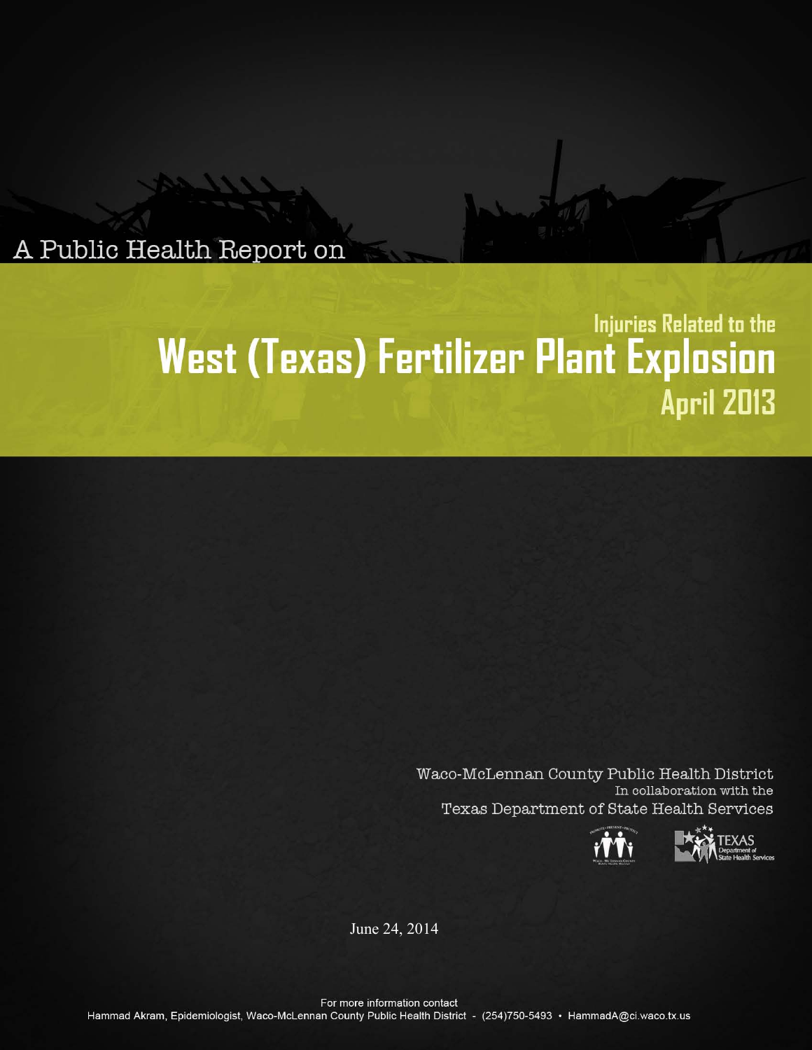A Public Health Report on

# Injuries Related to the West (Texas) Fertilizer Plant Explosion April 2013

Waco-McLennan County Public Health District
In collaboration with the
Texas Department of State Health Services

June 24, 2014

For more information contact
Hammad Akram, Epidemiologist, Waco-McLennan County Public Health District - (254)750-5493 • HammadA@ci.waco.tx.us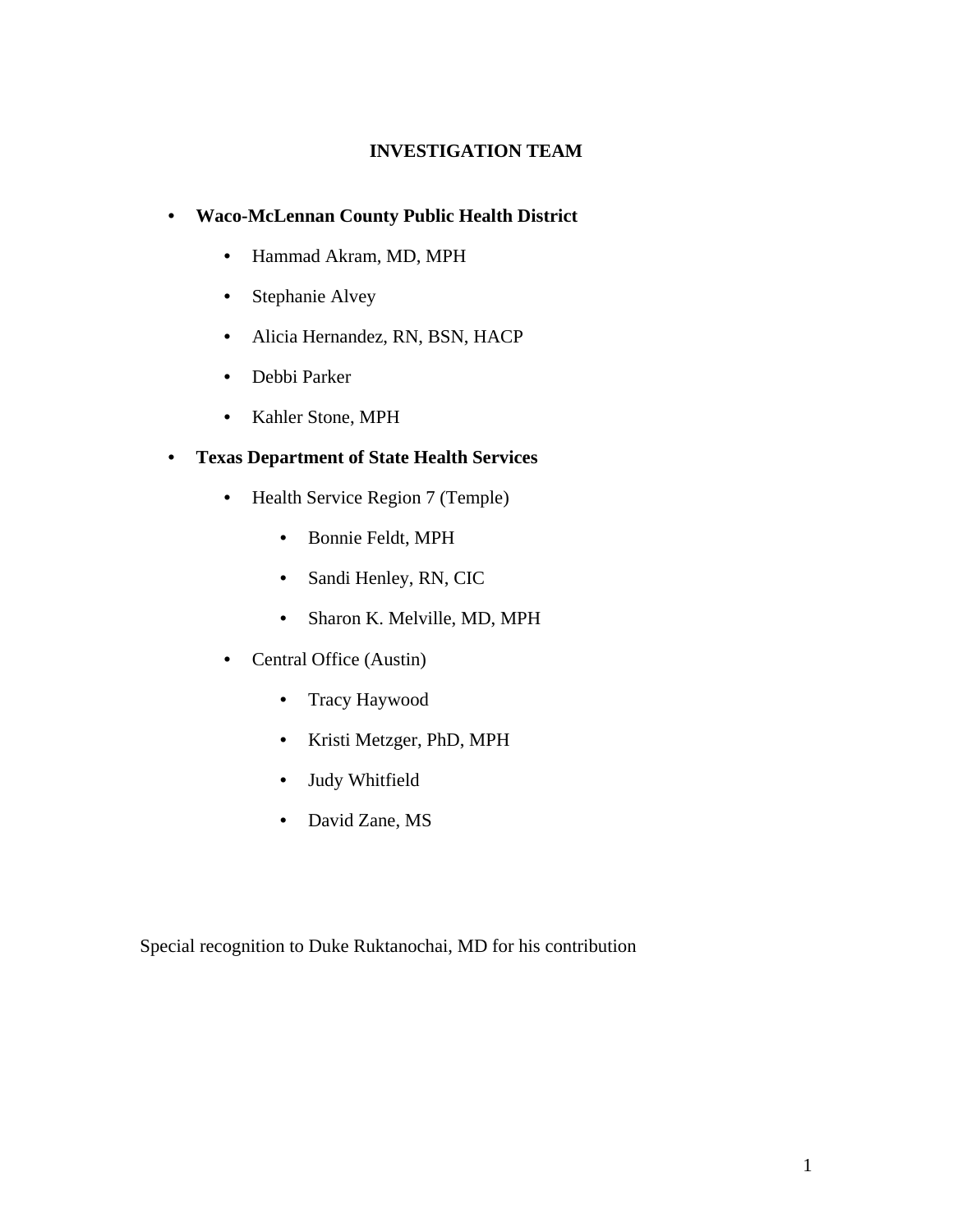# INVESTIGATION TEAM

- **Waco-McLennan County Public Health District**
  - Hammad Akram, MD, MPH
  - Stephanie Alvey
  - Alicia Hernandez, RN, BSN, HACP
  - Debbi Parker
  - Kahler Stone, MPH
- **Texas Department of State Health Services**
  - Health Service Region 7 (Temple)
    - Bonnie Feldt, MPH
    - Sandi Henley, RN, CIC
    - Sharon K. Melville, MD, MPH
  - Central Office (Austin)
    - Tracy Haywood
    - Kristi Metzger, PhD, MPH
    - Judy Whitfield
    - David Zane, MS

Special recognition to Duke Ruktanochai, MD for his contribution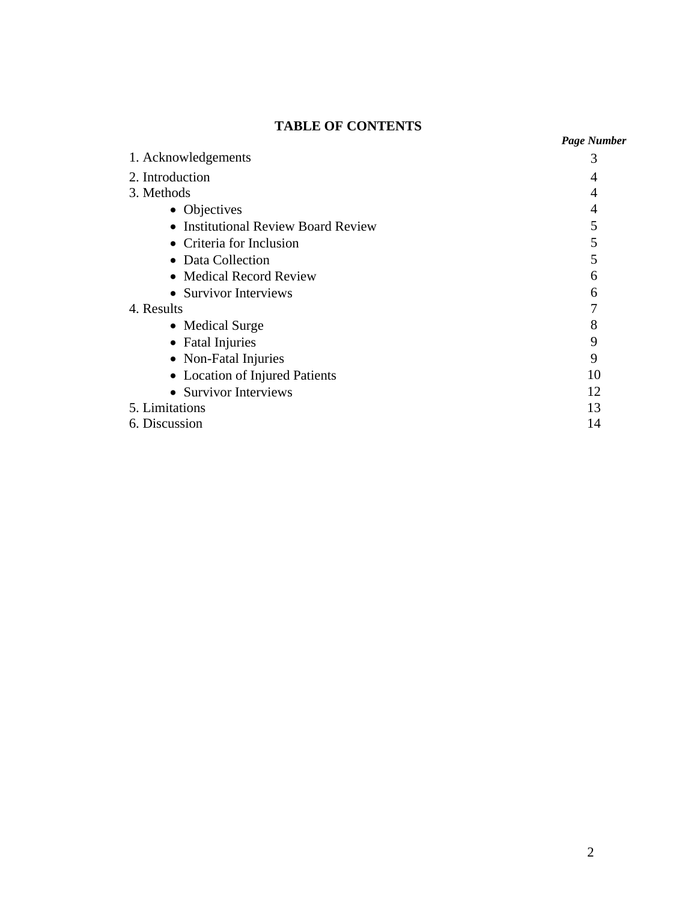# TABLE OF CONTENTS

| | *Page Number* |
|---|---|
| 1. Acknowledgements | 3 |
| 2. Introduction | 4 |
| 3. Methods | 4 |
| • Objectives | 4 |
| • Institutional Review Board Review | 5 |
| • Criteria for Inclusion | 5 |
| • Data Collection | 5 |
| • Medical Record Review | 6 |
| • Survivor Interviews | 6 |
| 4. Results | 7 |
| • Medical Surge | 8 |
| • Fatal Injuries | 9 |
| • Non-Fatal Injuries | 9 |
| • Location of Injured Patients | 10 |
| • Survivor Interviews | 12 |
| 5. Limitations | 13 |
| 6. Discussion | 14 |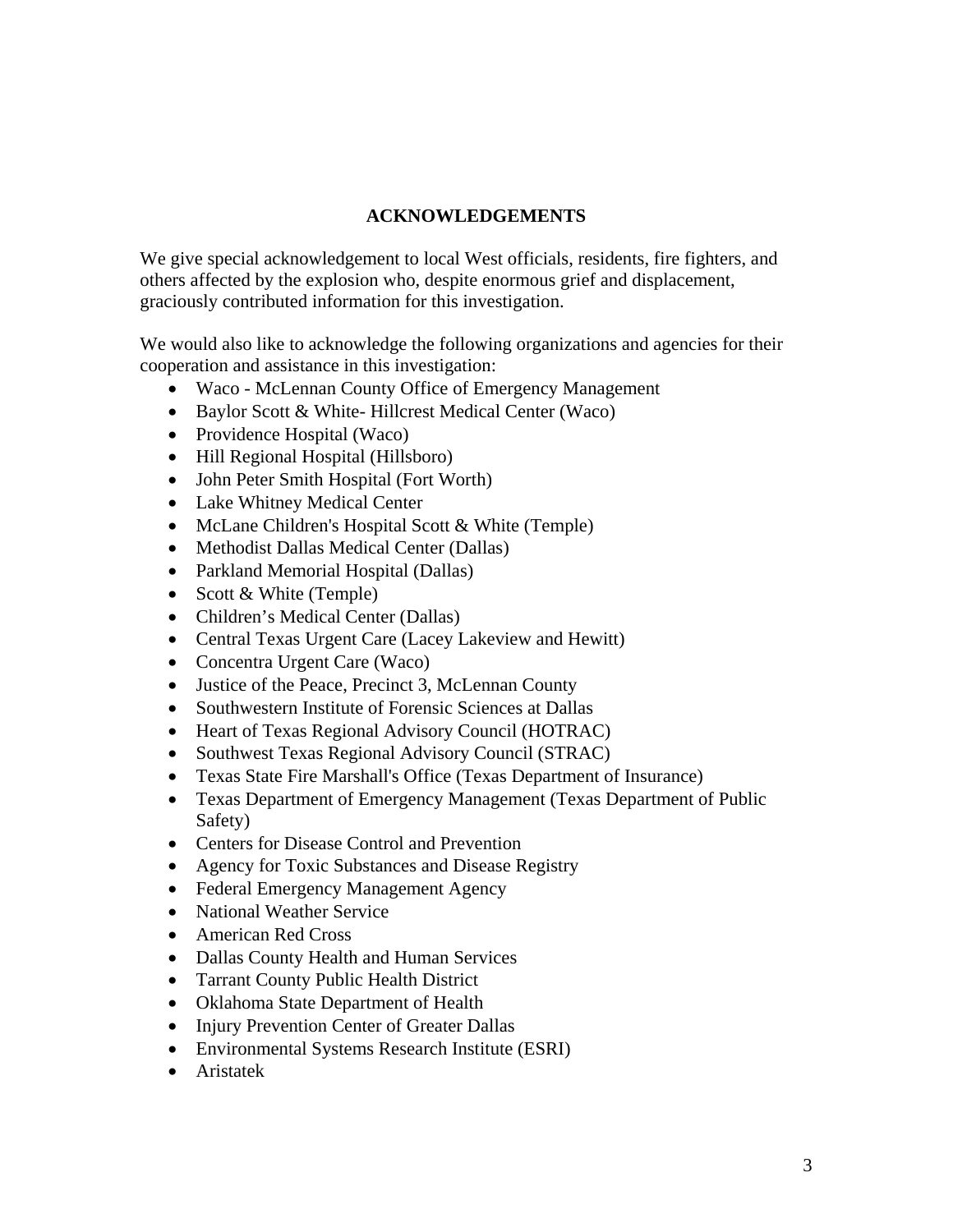## ACKNOWLEDGEMENTS

We give special acknowledgement to local West officials, residents, fire fighters, and others affected by the explosion who, despite enormous grief and displacement, graciously contributed information for this investigation.

We would also like to acknowledge the following organizations and agencies for their cooperation and assistance in this investigation:

- Waco - McLennan County Office of Emergency Management
- Baylor Scott & White- Hillcrest Medical Center (Waco)
- Providence Hospital (Waco)
- Hill Regional Hospital (Hillsboro)
- John Peter Smith Hospital (Fort Worth)
- Lake Whitney Medical Center
- McLane Children's Hospital Scott & White (Temple)
- Methodist Dallas Medical Center (Dallas)
- Parkland Memorial Hospital (Dallas)
- Scott & White (Temple)
- Children's Medical Center (Dallas)
- Central Texas Urgent Care (Lacey Lakeview and Hewitt)
- Concentra Urgent Care (Waco)
- Justice of the Peace, Precinct 3, McLennan County
- Southwestern Institute of Forensic Sciences at Dallas
- Heart of Texas Regional Advisory Council (HOTRAC)
- Southwest Texas Regional Advisory Council (STRAC)
- Texas State Fire Marshall's Office (Texas Department of Insurance)
- Texas Department of Emergency Management (Texas Department of Public Safety)
- Centers for Disease Control and Prevention
- Agency for Toxic Substances and Disease Registry
- Federal Emergency Management Agency
- National Weather Service
- American Red Cross
- Dallas County Health and Human Services
- Tarrant County Public Health District
- Oklahoma State Department of Health
- Injury Prevention Center of Greater Dallas
- Environmental Systems Research Institute (ESRI)
- Aristatek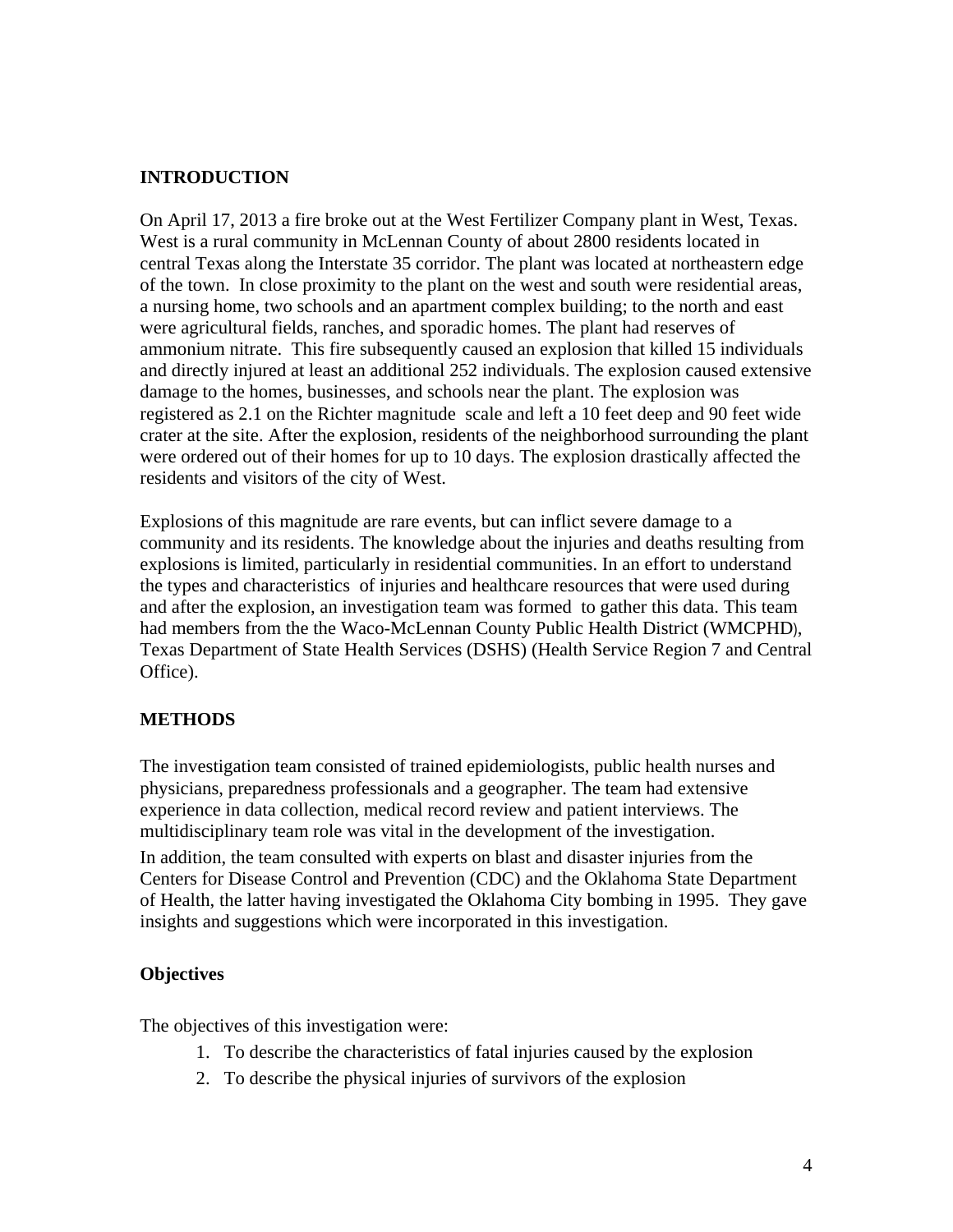## INTRODUCTION

On April 17, 2013 a fire broke out at the West Fertilizer Company plant in West, Texas. West is a rural community in McLennan County of about 2800 residents located in central Texas along the Interstate 35 corridor. The plant was located at northeastern edge of the town. In close proximity to the plant on the west and south were residential areas, a nursing home, two schools and an apartment complex building; to the north and east were agricultural fields, ranches, and sporadic homes. The plant had reserves of ammonium nitrate. This fire subsequently caused an explosion that killed 15 individuals and directly injured at least an additional 252 individuals. The explosion caused extensive damage to the homes, businesses, and schools near the plant. The explosion was registered as 2.1 on the Richter magnitude scale and left a 10 feet deep and 90 feet wide crater at the site. After the explosion, residents of the neighborhood surrounding the plant were ordered out of their homes for up to 10 days. The explosion drastically affected the residents and visitors of the city of West.

Explosions of this magnitude are rare events, but can inflict severe damage to a community and its residents. The knowledge about the injuries and deaths resulting from explosions is limited, particularly in residential communities. In an effort to understand the types and characteristics of injuries and healthcare resources that were used during and after the explosion, an investigation team was formed to gather this data. This team had members from the the Waco-McLennan County Public Health District (WMCPHD), Texas Department of State Health Services (DSHS) (Health Service Region 7 and Central Office).

## METHODS

The investigation team consisted of trained epidemiologists, public health nurses and physicians, preparedness professionals and a geographer. The team had extensive experience in data collection, medical record review and patient interviews. The multidisciplinary team role was vital in the development of the investigation.

In addition, the team consulted with experts on blast and disaster injuries from the Centers for Disease Control and Prevention (CDC) and the Oklahoma State Department of Health, the latter having investigated the Oklahoma City bombing in 1995. They gave insights and suggestions which were incorporated in this investigation.

### Objectives

The objectives of this investigation were:

1. To describe the characteristics of fatal injuries caused by the explosion
2. To describe the physical injuries of survivors of the explosion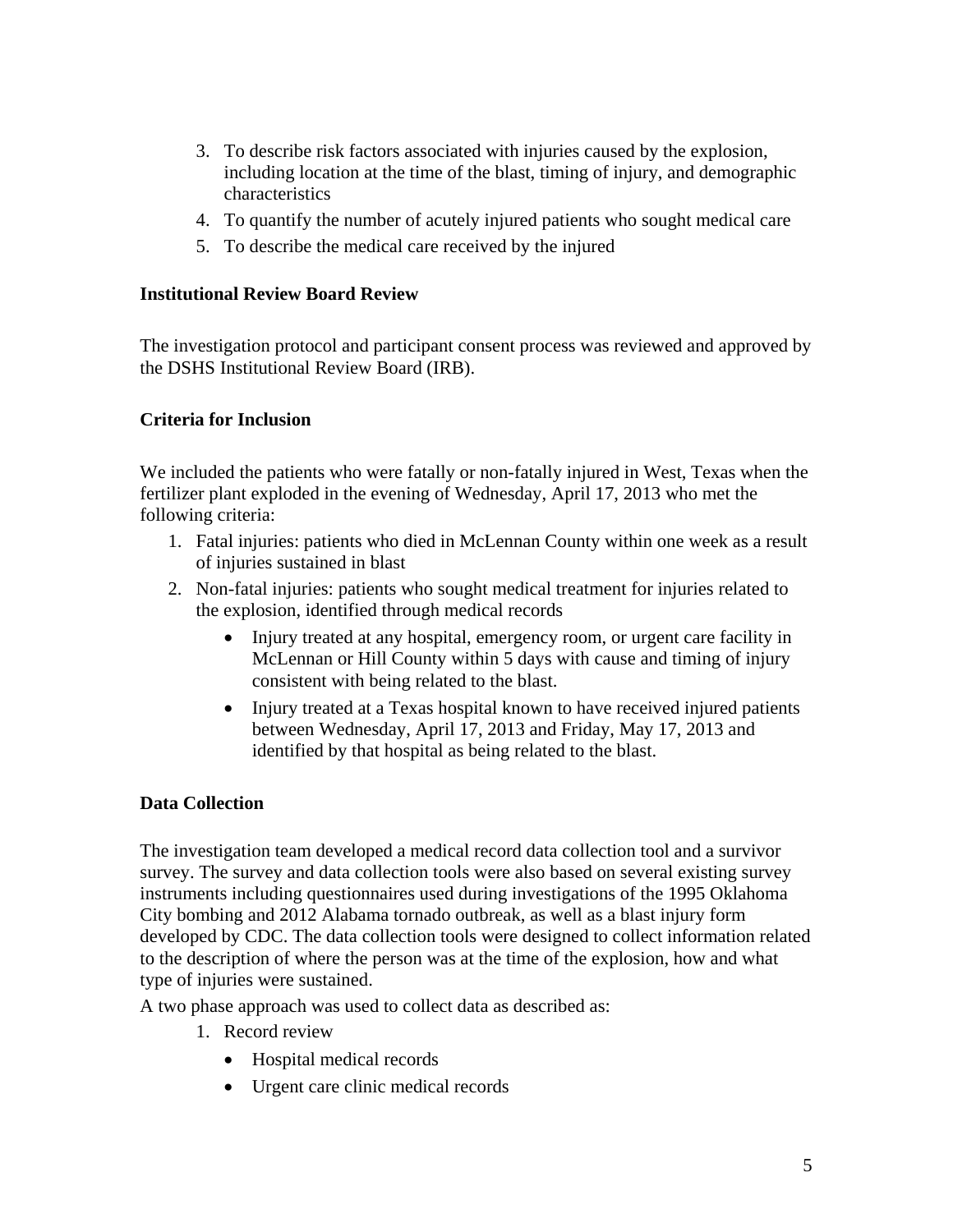3. To describe risk factors associated with injuries caused by the explosion, including location at the time of the blast, timing of injury, and demographic characteristics
4. To quantify the number of acutely injured patients who sought medical care
5. To describe the medical care received by the injured

**Institutional Review Board Review**

The investigation protocol and participant consent process was reviewed and approved by the DSHS Institutional Review Board (IRB).

**Criteria for Inclusion**

We included the patients who were fatally or non-fatally injured in West, Texas when the fertilizer plant exploded in the evening of Wednesday, April 17, 2013 who met the following criteria:

1. Fatal injuries: patients who died in McLennan County within one week as a result of injuries sustained in blast
2. Non-fatal injuries: patients who sought medical treatment for injuries related to the explosion, identified through medical records
    - Injury treated at any hospital, emergency room, or urgent care facility in McLennan or Hill County within 5 days with cause and timing of injury consistent with being related to the blast.
    - Injury treated at a Texas hospital known to have received injured patients between Wednesday, April 17, 2013 and Friday, May 17, 2013 and identified by that hospital as being related to the blast.

**Data Collection**

The investigation team developed a medical record data collection tool and a survivor survey. The survey and data collection tools were also based on several existing survey instruments including questionnaires used during investigations of the 1995 Oklahoma City bombing and 2012 Alabama tornado outbreak, as well as a blast injury form developed by CDC. The data collection tools were designed to collect information related to the description of where the person was at the time of the explosion, how and what type of injuries were sustained.

A two phase approach was used to collect data as described as:

1. Record review
    - Hospital medical records
    - Urgent care clinic medical records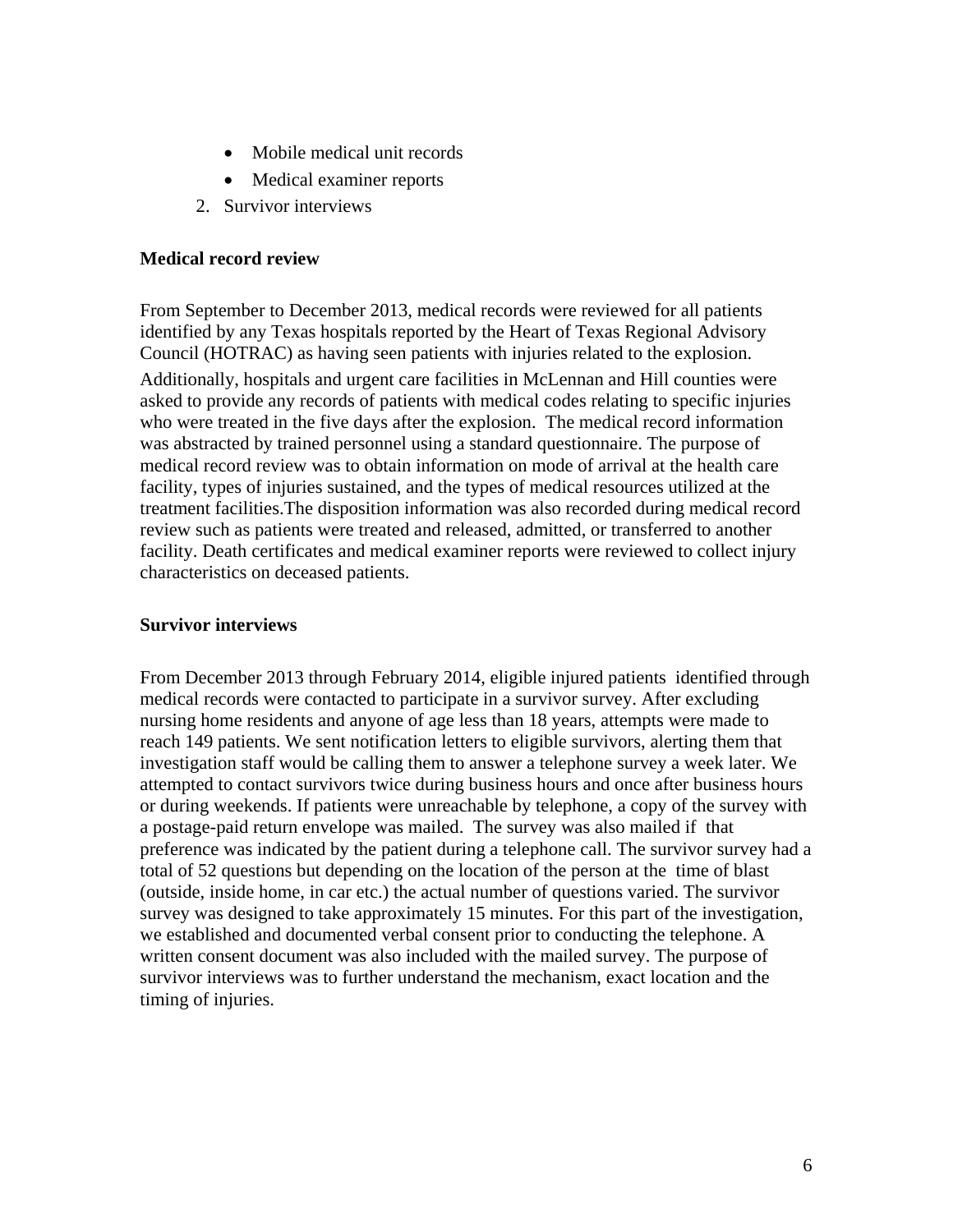- Mobile medical unit records
- Medical examiner reports

2. Survivor interviews

**Medical record review**

From September to December 2013, medical records were reviewed for all patients identified by any Texas hospitals reported by the Heart of Texas Regional Advisory Council (HOTRAC) as having seen patients with injuries related to the explosion. Additionally, hospitals and urgent care facilities in McLennan and Hill counties were asked to provide any records of patients with medical codes relating to specific injuries who were treated in the five days after the explosion. The medical record information was abstracted by trained personnel using a standard questionnaire. The purpose of medical record review was to obtain information on mode of arrival at the health care facility, types of injuries sustained, and the types of medical resources utilized at the treatment facilities.The disposition information was also recorded during medical record review such as patients were treated and released, admitted, or transferred to another facility. Death certificates and medical examiner reports were reviewed to collect injury characteristics on deceased patients.

**Survivor interviews**

From December 2013 through February 2014, eligible injured patients identified through medical records were contacted to participate in a survivor survey. After excluding nursing home residents and anyone of age less than 18 years, attempts were made to reach 149 patients. We sent notification letters to eligible survivors, alerting them that investigation staff would be calling them to answer a telephone survey a week later. We attempted to contact survivors twice during business hours and once after business hours or during weekends. If patients were unreachable by telephone, a copy of the survey with a postage-paid return envelope was mailed. The survey was also mailed if that preference was indicated by the patient during a telephone call. The survivor survey had a total of 52 questions but depending on the location of the person at the time of blast (outside, inside home, in car etc.) the actual number of questions varied. The survivor survey was designed to take approximately 15 minutes. For this part of the investigation, we established and documented verbal consent prior to conducting the telephone. A written consent document was also included with the mailed survey. The purpose of survivor interviews was to further understand the mechanism, exact location and the timing of injuries.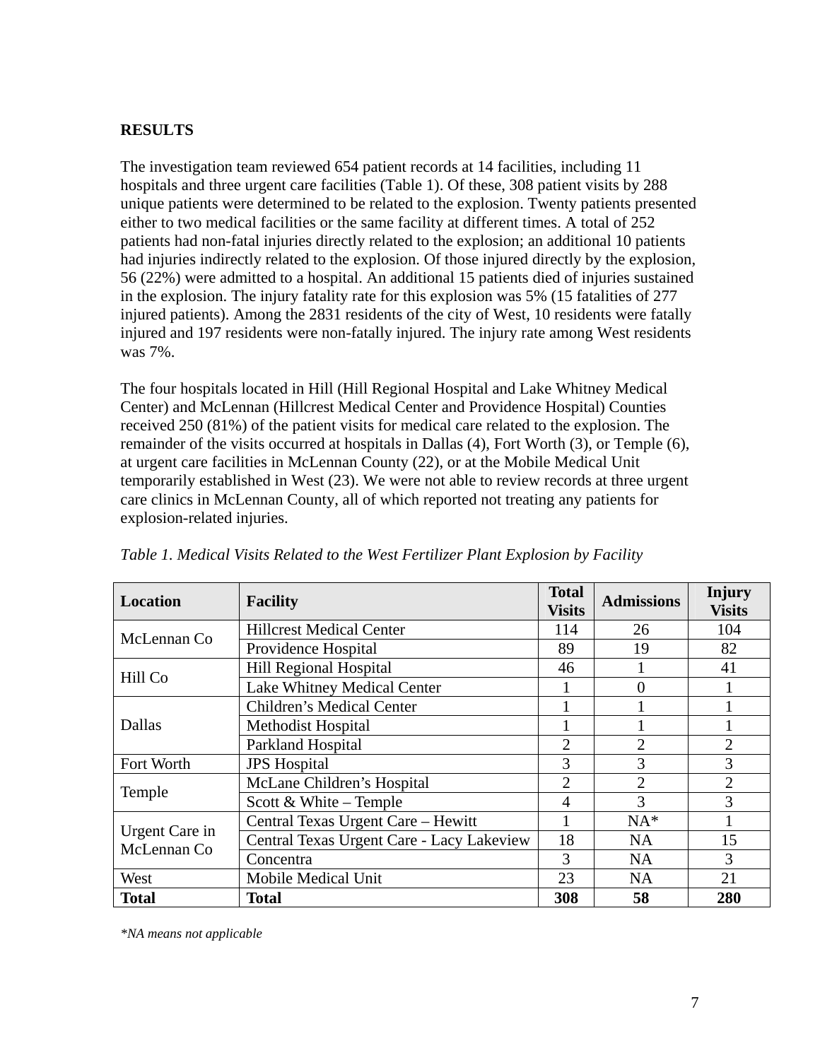## RESULTS

The investigation team reviewed 654 patient records at 14 facilities, including 11 hospitals and three urgent care facilities (Table 1). Of these, 308 patient visits by 288 unique patients were determined to be related to the explosion. Twenty patients presented either to two medical facilities or the same facility at different times. A total of 252 patients had non-fatal injuries directly related to the explosion; an additional 10 patients had injuries indirectly related to the explosion. Of those injured directly by the explosion, 56 (22%) were admitted to a hospital. An additional 15 patients died of injuries sustained in the explosion. The injury fatality rate for this explosion was 5% (15 fatalities of 277 injured patients). Among the 2831 residents of the city of West, 10 residents were fatally injured and 197 residents were non-fatally injured. The injury rate among West residents was 7%.

The four hospitals located in Hill (Hill Regional Hospital and Lake Whitney Medical Center) and McLennan (Hillcrest Medical Center and Providence Hospital) Counties received 250 (81%) of the patient visits for medical care related to the explosion. The remainder of the visits occurred at hospitals in Dallas (4), Fort Worth (3), or Temple (6), at urgent care facilities in McLennan County (22), or at the Mobile Medical Unit temporarily established in West (23). We were not able to review records at three urgent care clinics in McLennan County, all of which reported not treating any patients for explosion-related injuries.

*Table 1. Medical Visits Related to the West Fertilizer Plant Explosion by Facility*

| Location | Facility | Total Visits | Admissions | Injury Visits |
|---|---|---|---|---|
| McLennan Co | Hillcrest Medical Center | 114 | 26 | 104 |
| | Providence Hospital | 89 | 19 | 82 |
| Hill Co | Hill Regional Hospital | 46 | 1 | 41 |
| | Lake Whitney Medical Center | 1 | 0 | 1 |
| Dallas | Children's Medical Center | 1 | 1 | 1 |
| | Methodist Hospital | 1 | 1 | 1 |
| | Parkland Hospital | 2 | 2 | 2 |
| Fort Worth | JPS Hospital | 3 | 3 | 3 |
| Temple | McLane Children's Hospital | 2 | 2 | 2 |
| | Scott & White – Temple | 4 | 3 | 3 |
| Urgent Care in McLennan Co | Central Texas Urgent Care – Hewitt | 1 | NA* | 1 |
| | Central Texas Urgent Care - Lacy Lakeview | 18 | NA | 15 |
| | Concentra | 3 | NA | 3 |
| West | Mobile Medical Unit | 23 | NA | 21 |
| **Total** | **Total** | **308** | **58** | **280** |

*\*NA means not applicable*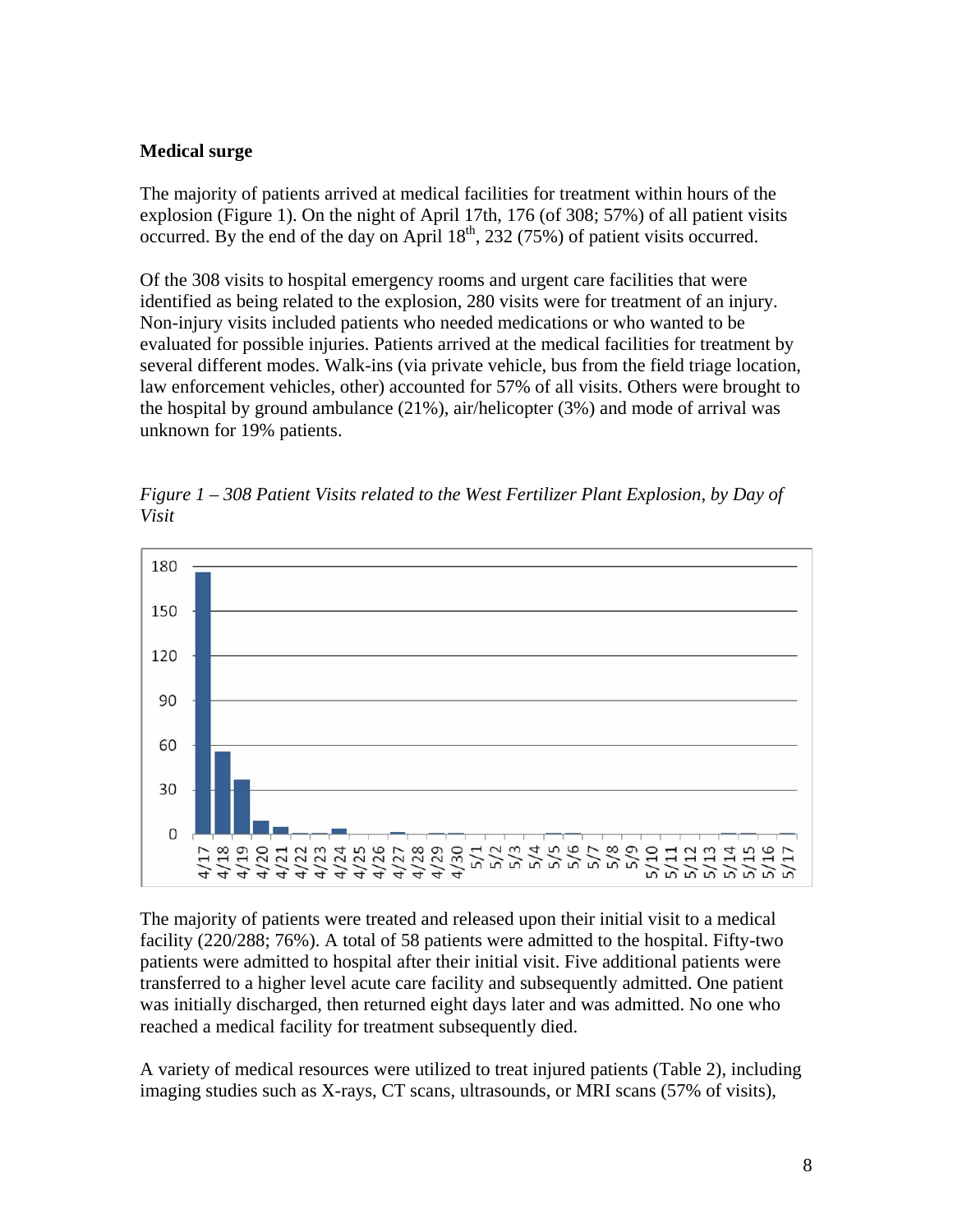### Medical surge

The majority of patients arrived at medical facilities for treatment within hours of the explosion (Figure 1). On the night of April 17th, 176 (of 308; 57%) of all patient visits occurred. By the end of the day on April 18th, 232 (75%) of patient visits occurred.

Of the 308 visits to hospital emergency rooms and urgent care facilities that were identified as being related to the explosion, 280 visits were for treatment of an injury. Non-injury visits included patients who needed medications or who wanted to be evaluated for possible injuries. Patients arrived at the medical facilities for treatment by several different modes. Walk-ins (via private vehicle, bus from the field triage location, law enforcement vehicles, other) accounted for 57% of all visits. Others were brought to the hospital by ground ambulance (21%), air/helicopter (3%) and mode of arrival was unknown for 19% patients.

*Figure 1 – 308 Patient Visits related to the West Fertilizer Plant Explosion, by Day of Visit*

The majority of patients were treated and released upon their initial visit to a medical facility (220/288; 76%). A total of 58 patients were admitted to the hospital. Fifty-two patients were admitted to hospital after their initial visit. Five additional patients were transferred to a higher level acute care facility and subsequently admitted. One patient was initially discharged, then returned eight days later and was admitted. No one who reached a medical facility for treatment subsequently died.

A variety of medical resources were utilized to treat injured patients (Table 2), including imaging studies such as X-rays, CT scans, ultrasounds, or MRI scans (57% of visits),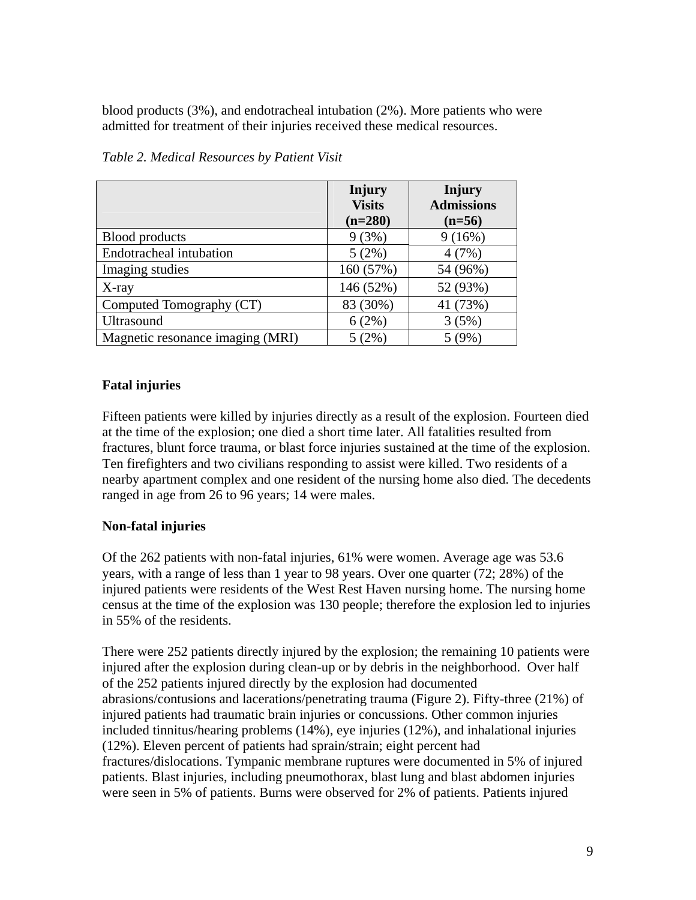blood products (3%), and endotracheal intubation (2%). More patients who were admitted for treatment of their injuries received these medical resources.

*Table 2. Medical Resources by Patient Visit*

| | Injury Visits (n=280) | Injury Admissions (n=56) |
|---|---|---|
| Blood products | 9 (3%) | 9 (16%) |
| Endotracheal intubation | 5 (2%) | 4 (7%) |
| Imaging studies | 160 (57%) | 54 (96%) |
| X-ray | 146 (52%) | 52 (93%) |
| Computed Tomography (CT) | 83 (30%) | 41 (73%) |
| Ultrasound | 6 (2%) | 3 (5%) |
| Magnetic resonance imaging (MRI) | 5 (2%) | 5 (9%) |

**Fatal injuries**

Fifteen patients were killed by injuries directly as a result of the explosion. Fourteen died at the time of the explosion; one died a short time later. All fatalities resulted from fractures, blunt force trauma, or blast force injuries sustained at the time of the explosion. Ten firefighters and two civilians responding to assist were killed. Two residents of a nearby apartment complex and one resident of the nursing home also died. The decedents ranged in age from 26 to 96 years; 14 were males.

**Non-fatal injuries**

Of the 262 patients with non-fatal injuries, 61% were women. Average age was 53.6 years, with a range of less than 1 year to 98 years. Over one quarter (72; 28%) of the injured patients were residents of the West Rest Haven nursing home. The nursing home census at the time of the explosion was 130 people; therefore the explosion led to injuries in 55% of the residents.

There were 252 patients directly injured by the explosion; the remaining 10 patients were injured after the explosion during clean-up or by debris in the neighborhood. Over half of the 252 patients injured directly by the explosion had documented abrasions/contusions and lacerations/penetrating trauma (Figure 2). Fifty-three (21%) of injured patients had traumatic brain injuries or concussions. Other common injuries included tinnitus/hearing problems (14%), eye injuries (12%), and inhalational injuries (12%). Eleven percent of patients had sprain/strain; eight percent had fractures/dislocations. Tympanic membrane ruptures were documented in 5% of injured patients. Blast injuries, including pneumothorax, blast lung and blast abdomen injuries were seen in 5% of patients. Burns were observed for 2% of patients. Patients injured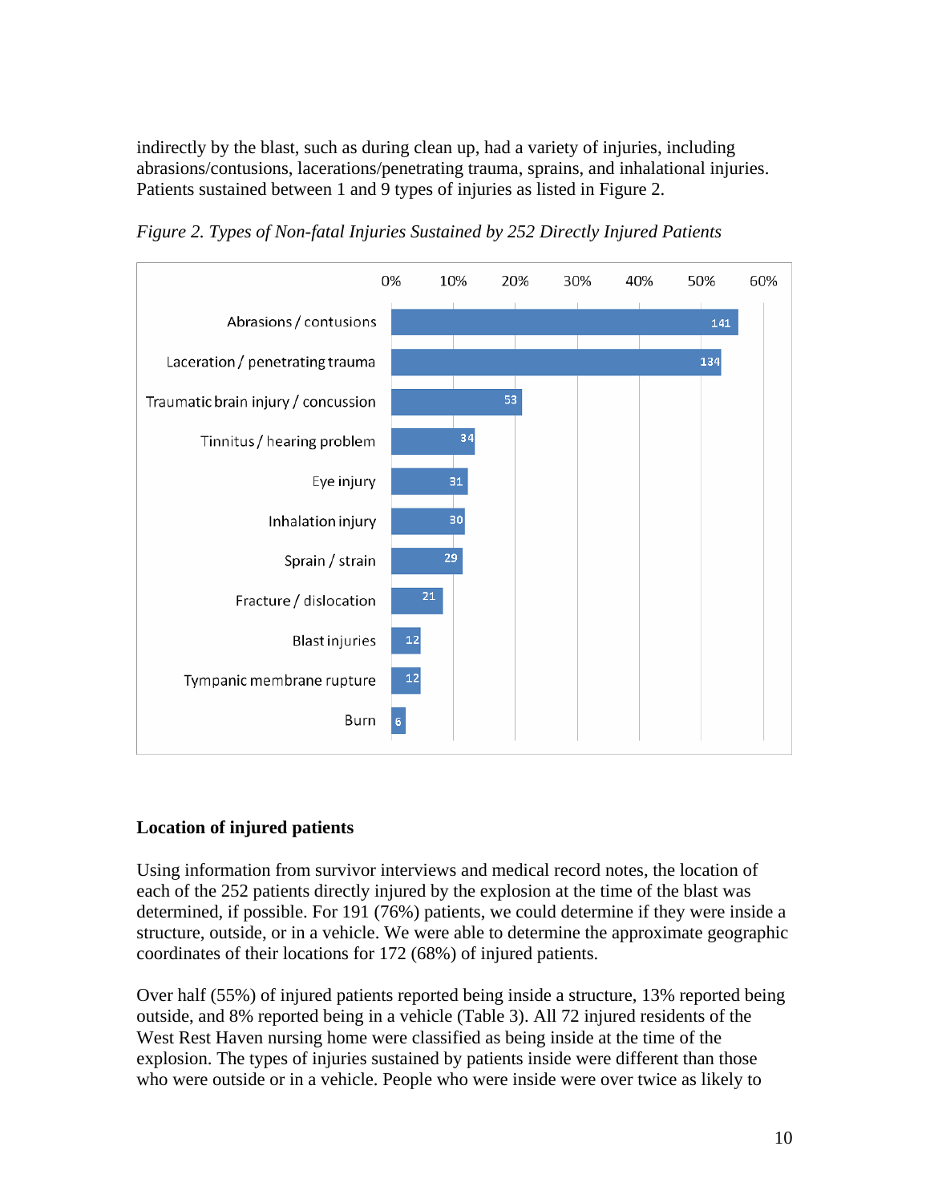indirectly by the blast, such as during clean up, had a variety of injuries, including abrasions/contusions, lacerations/penetrating trauma, sprains, and inhalational injuries. Patients sustained between 1 and 9 types of injuries as listed in Figure 2.

*Figure 2. Types of Non-fatal Injuries Sustained by 252 Directly Injured Patients*

| Injury type | Number of patients |
|---|---|
| Abrasions / contusions | 141 |
| Laceration / penetrating trauma | 134 |
| Traumatic brain injury / concussion | 53 |
| Tinnitus / hearing problem | 34 |
| Eye injury | 31 |
| Inhalation injury | 30 |
| Sprain / strain | 29 |
| Fracture / dislocation | 21 |
| Blast injuries | 12 |
| Tympanic membrane rupture | 12 |
| Burn | 6 |

### Location of injured patients

Using information from survivor interviews and medical record notes, the location of each of the 252 patients directly injured by the explosion at the time of the blast was determined, if possible. For 191 (76%) patients, we could determine if they were inside a structure, outside, or in a vehicle. We were able to determine the approximate geographic coordinates of their locations for 172 (68%) of injured patients.

Over half (55%) of injured patients reported being inside a structure, 13% reported being outside, and 8% reported being in a vehicle (Table 3). All 72 injured residents of the West Rest Haven nursing home were classified as being inside at the time of the explosion. The types of injuries sustained by patients inside were different than those who were outside or in a vehicle. People who were inside were over twice as likely to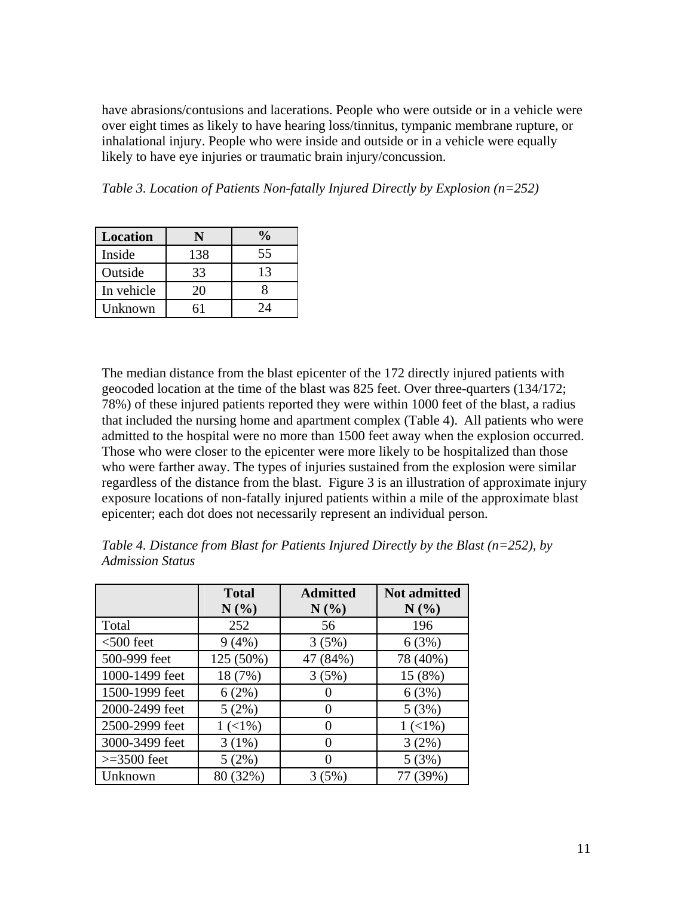have abrasions/contusions and lacerations. People who were outside or in a vehicle were over eight times as likely to have hearing loss/tinnitus, tympanic membrane rupture, or inhalational injury. People who were inside and outside or in a vehicle were equally likely to have eye injuries or traumatic brain injury/concussion.

*Table 3. Location of Patients Non-fatally Injured Directly by Explosion (n=252)*

| Location | N | % |
|---|---|---|
| Inside | 138 | 55 |
| Outside | 33 | 13 |
| In vehicle | 20 | 8 |
| Unknown | 61 | 24 |

The median distance from the blast epicenter of the 172 directly injured patients with geocoded location at the time of the blast was 825 feet. Over three-quarters (134/172; 78%) of these injured patients reported they were within 1000 feet of the blast, a radius that included the nursing home and apartment complex (Table 4). All patients who were admitted to the hospital were no more than 1500 feet away when the explosion occurred. Those who were closer to the epicenter were more likely to be hospitalized than those who were farther away. The types of injuries sustained from the explosion were similar regardless of the distance from the blast. Figure 3 is an illustration of approximate injury exposure locations of non-fatally injured patients within a mile of the approximate blast epicenter; each dot does not necessarily represent an individual person.

*Table 4. Distance from Blast for Patients Injured Directly by the Blast (n=252), by Admission Status*

| | Total N (%) | Admitted N (%) | Not admitted N (%) |
|---|---|---|---|
| Total | 252 | 56 | 196 |
| <500 feet | 9 (4%) | 3 (5%) | 6 (3%) |
| 500-999 feet | 125 (50%) | 47 (84%) | 78 (40%) |
| 1000-1499 feet | 18 (7%) | 3 (5%) | 15 (8%) |
| 1500-1999 feet | 6 (2%) | 0 | 6 (3%) |
| 2000-2499 feet | 5 (2%) | 0 | 5 (3%) |
| 2500-2999 feet | 1 (<1%) | 0 | 1 (<1%) |
| 3000-3499 feet | 3 (1%) | 0 | 3 (2%) |
| >=3500 feet | 5 (2%) | 0 | 5 (3%) |
| Unknown | 80 (32%) | 3 (5%) | 77 (39%) |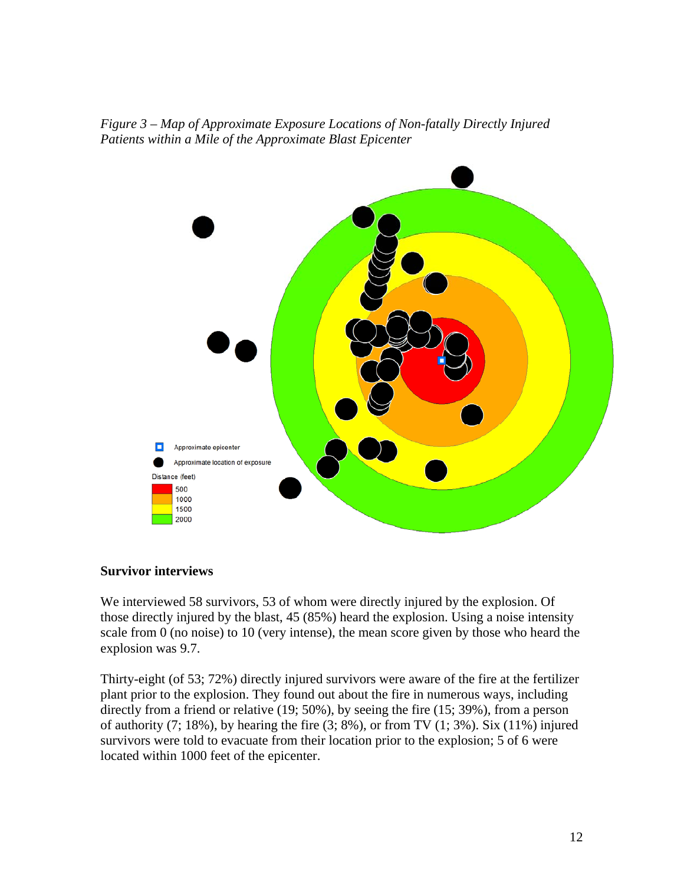*Figure 3 – Map of Approximate Exposure Locations of Non-fatally Directly Injured Patients within a Mile of the Approximate Blast Epicenter*

Approximate epicenter

Approximate location of exposure

Distance (feet)

500

1000

1500

2000

**Survivor interviews**

We interviewed 58 survivors, 53 of whom were directly injured by the explosion. Of those directly injured by the blast, 45 (85%) heard the explosion. Using a noise intensity scale from 0 (no noise) to 10 (very intense), the mean score given by those who heard the explosion was 9.7.

Thirty-eight (of 53; 72%) directly injured survivors were aware of the fire at the fertilizer plant prior to the explosion. They found out about the fire in numerous ways, including directly from a friend or relative (19; 50%), by seeing the fire (15; 39%), from a person of authority (7; 18%), by hearing the fire (3; 8%), or from TV (1; 3%). Six (11%) injured survivors were told to evacuate from their location prior to the explosion; 5 of 6 were located within 1000 feet of the epicenter.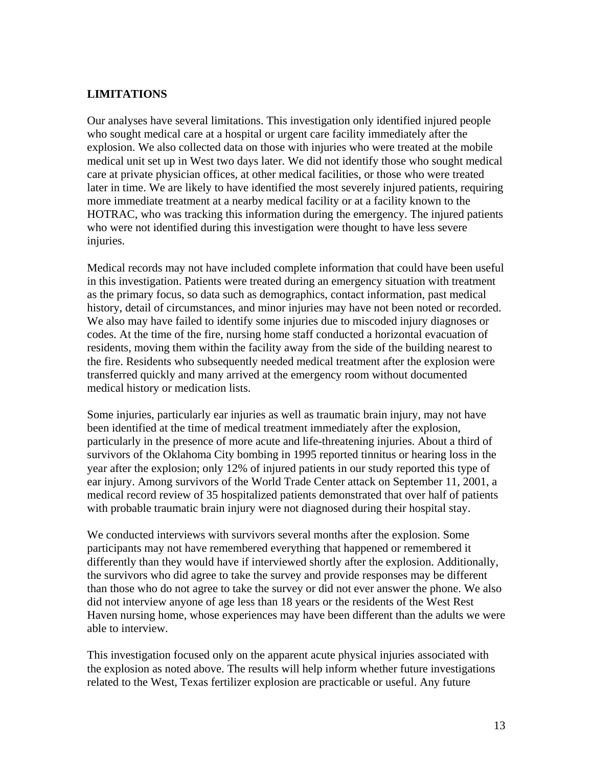## LIMITATIONS

Our analyses have several limitations. This investigation only identified injured people who sought medical care at a hospital or urgent care facility immediately after the explosion. We also collected data on those with injuries who were treated at the mobile medical unit set up in West two days later. We did not identify those who sought medical care at private physician offices, at other medical facilities, or those who were treated later in time. We are likely to have identified the most severely injured patients, requiring more immediate treatment at a nearby medical facility or at a facility known to the HOTRAC, who was tracking this information during the emergency. The injured patients who were not identified during this investigation were thought to have less severe injuries.

Medical records may not have included complete information that could have been useful in this investigation. Patients were treated during an emergency situation with treatment as the primary focus, so data such as demographics, contact information, past medical history, detail of circumstances, and minor injuries may have not been noted or recorded. We also may have failed to identify some injuries due to miscoded injury diagnoses or codes. At the time of the fire, nursing home staff conducted a horizontal evacuation of residents, moving them within the facility away from the side of the building nearest to the fire. Residents who subsequently needed medical treatment after the explosion were transferred quickly and many arrived at the emergency room without documented medical history or medication lists.

Some injuries, particularly ear injuries as well as traumatic brain injury, may not have been identified at the time of medical treatment immediately after the explosion, particularly in the presence of more acute and life-threatening injuries. About a third of survivors of the Oklahoma City bombing in 1995 reported tinnitus or hearing loss in the year after the explosion; only 12% of injured patients in our study reported this type of ear injury. Among survivors of the World Trade Center attack on September 11, 2001, a medical record review of 35 hospitalized patients demonstrated that over half of patients with probable traumatic brain injury were not diagnosed during their hospital stay.

We conducted interviews with survivors several months after the explosion. Some participants may not have remembered everything that happened or remembered it differently than they would have if interviewed shortly after the explosion. Additionally, the survivors who did agree to take the survey and provide responses may be different than those who do not agree to take the survey or did not ever answer the phone. We also did not interview anyone of age less than 18 years or the residents of the West Rest Haven nursing home, whose experiences may have been different than the adults we were able to interview.

This investigation focused only on the apparent acute physical injuries associated with the explosion as noted above. The results will help inform whether future investigations related to the West, Texas fertilizer explosion are practicable or useful. Any future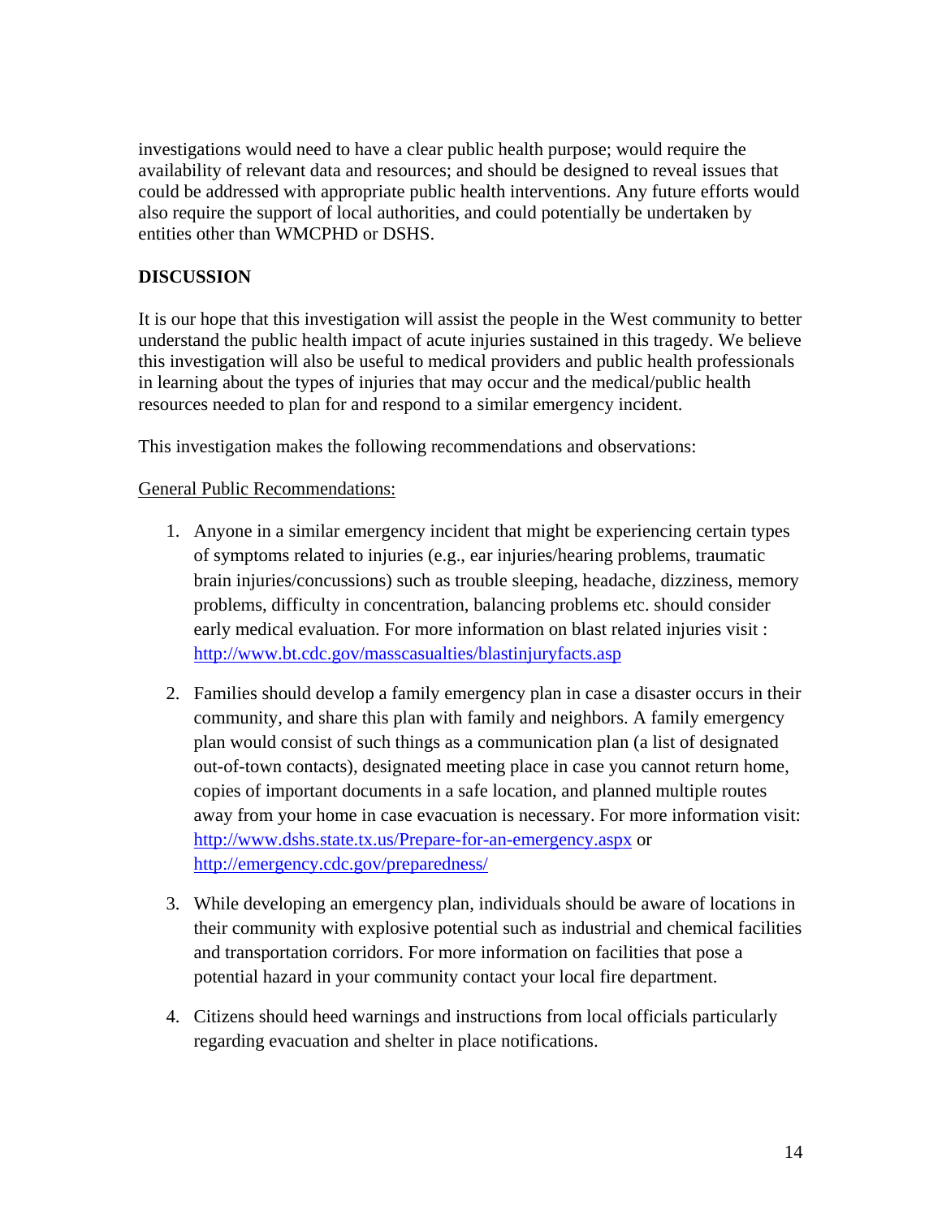investigations would need to have a clear public health purpose; would require the availability of relevant data and resources; and should be designed to reveal issues that could be addressed with appropriate public health interventions. Any future efforts would also require the support of local authorities, and could potentially be undertaken by entities other than WMCPHD or DSHS.

## DISCUSSION

It is our hope that this investigation will assist the people in the West community to better understand the public health impact of acute injuries sustained in this tragedy. We believe this investigation will also be useful to medical providers and public health professionals in learning about the types of injuries that may occur and the medical/public health resources needed to plan for and respond to a similar emergency incident.

This investigation makes the following recommendations and observations:

<u>General Public Recommendations:</u>

1. Anyone in a similar emergency incident that might be experiencing certain types of symptoms related to injuries (e.g., ear injuries/hearing problems, traumatic brain injuries/concussions) such as trouble sleeping, headache, dizziness, memory problems, difficulty in concentration, balancing problems etc. should consider early medical evaluation. For more information on blast related injuries visit : [http://www.bt.cdc.gov/masscasualties/blastinjuryfacts.asp](http://www.bt.cdc.gov/masscasualties/blastinjuryfacts.asp)

2. Families should develop a family emergency plan in case a disaster occurs in their community, and share this plan with family and neighbors. A family emergency plan would consist of such things as a communication plan (a list of designated out-of-town contacts), designated meeting place in case you cannot return home, copies of important documents in a safe location, and planned multiple routes away from your home in case evacuation is necessary. For more information visit: [http://www.dshs.state.tx.us/Prepare-for-an-emergency.aspx](http://www.dshs.state.tx.us/Prepare-for-an-emergency.aspx) or [http://emergency.cdc.gov/preparedness/](http://emergency.cdc.gov/preparedness/)

3. While developing an emergency plan, individuals should be aware of locations in their community with explosive potential such as industrial and chemical facilities and transportation corridors. For more information on facilities that pose a potential hazard in your community contact your local fire department.

4. Citizens should heed warnings and instructions from local officials particularly regarding evacuation and shelter in place notifications.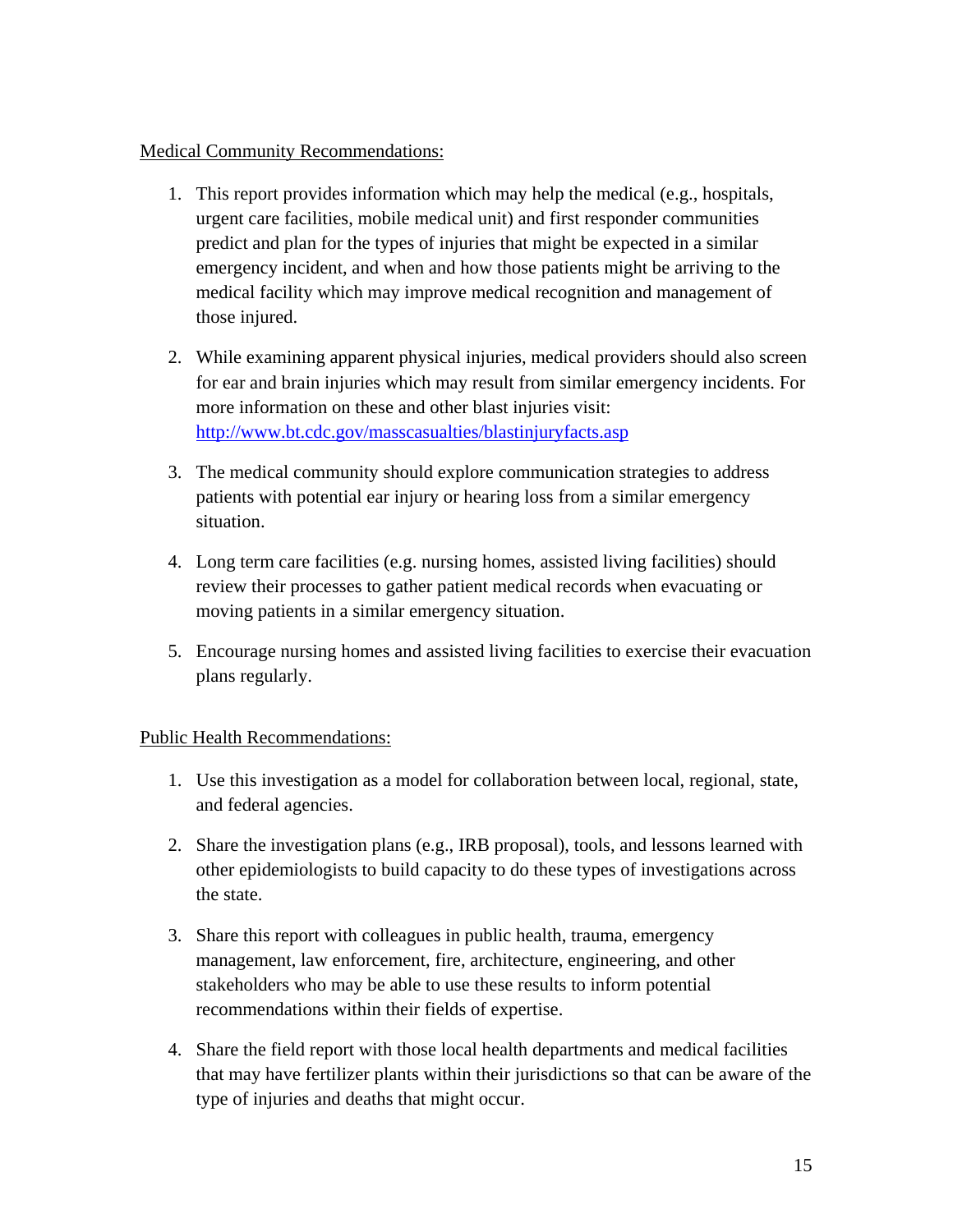<u>Medical Community Recommendations:</u>

1. This report provides information which may help the medical (e.g., hospitals, urgent care facilities, mobile medical unit) and first responder communities predict and plan for the types of injuries that might be expected in a similar emergency incident, and when and how those patients might be arriving to the medical facility which may improve medical recognition and management of those injured.

2. While examining apparent physical injuries, medical providers should also screen for ear and brain injuries which may result from similar emergency incidents. For more information on these and other blast injuries visit: [http://www.bt.cdc.gov/masscasualties/blastinjuryfacts.asp](http://www.bt.cdc.gov/masscasualties/blastinjuryfacts.asp)

3. The medical community should explore communication strategies to address patients with potential ear injury or hearing loss from a similar emergency situation.

4. Long term care facilities (e.g. nursing homes, assisted living facilities) should review their processes to gather patient medical records when evacuating or moving patients in a similar emergency situation.

5. Encourage nursing homes and assisted living facilities to exercise their evacuation plans regularly.

<u>Public Health Recommendations:</u>

1. Use this investigation as a model for collaboration between local, regional, state, and federal agencies.

2. Share the investigation plans (e.g., IRB proposal), tools, and lessons learned with other epidemiologists to build capacity to do these types of investigations across the state.

3. Share this report with colleagues in public health, trauma, emergency management, law enforcement, fire, architecture, engineering, and other stakeholders who may be able to use these results to inform potential recommendations within their fields of expertise.

4. Share the field report with those local health departments and medical facilities that may have fertilizer plants within their jurisdictions so that can be aware of the type of injuries and deaths that might occur.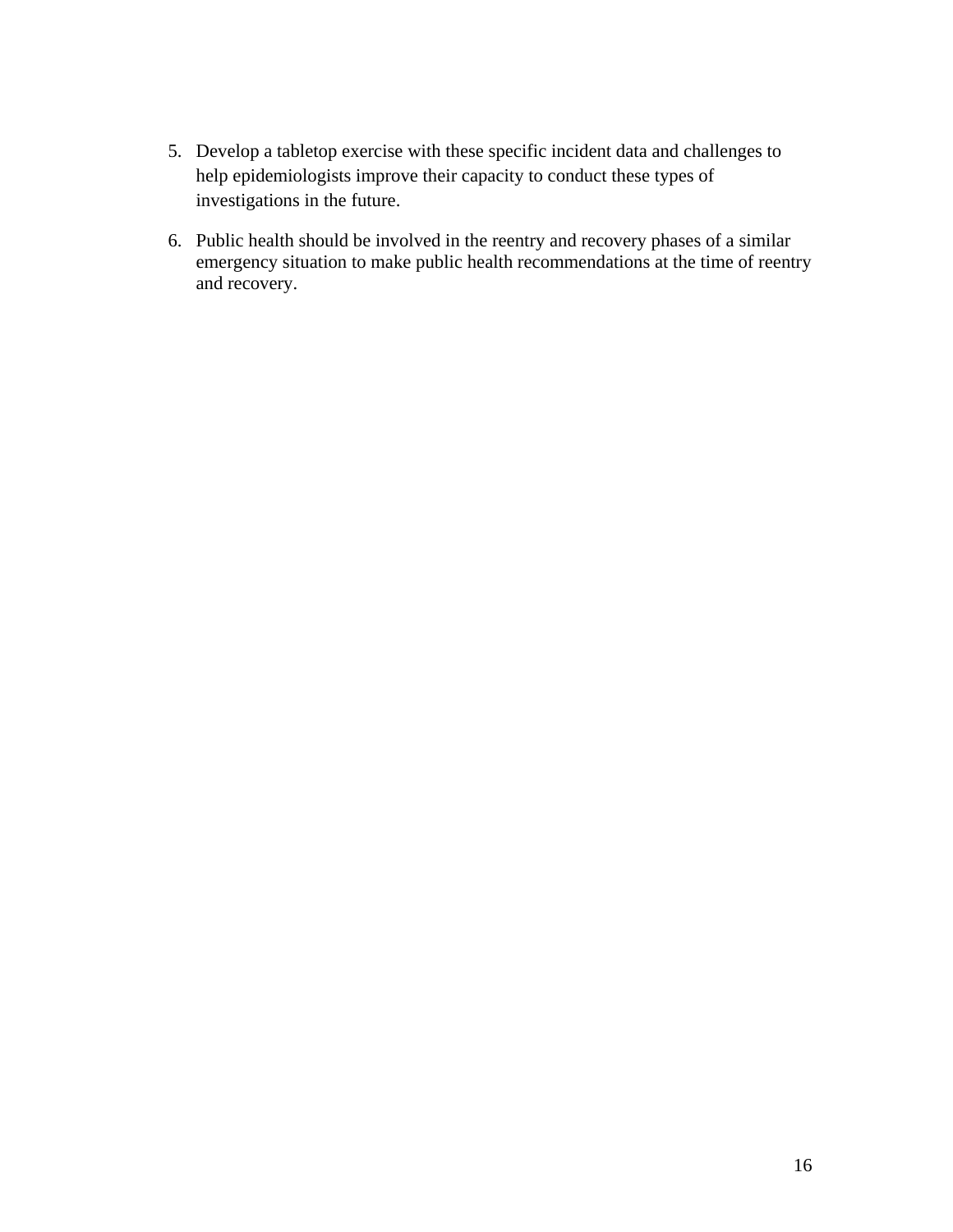5. Develop a tabletop exercise with these specific incident data and challenges to help epidemiologists improve their capacity to conduct these types of investigations in the future.

6. Public health should be involved in the reentry and recovery phases of a similar emergency situation to make public health recommendations at the time of reentry and recovery.